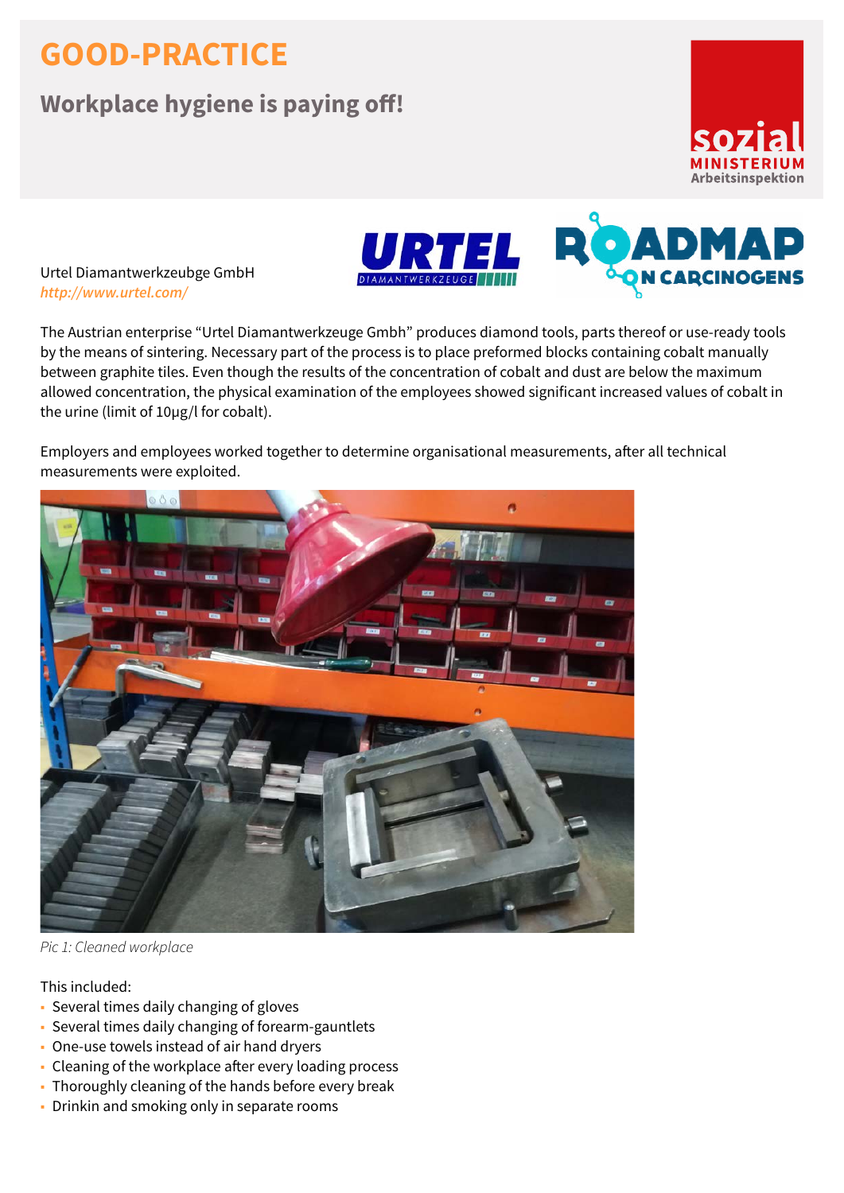# GOOD-PRACTICE

## Workplace hygiene is paying off!

Urtel Diamantwerkzeubge GmbH
*http://www.urtel.com/*

The Austrian enterprise "Urtel Diamantwerkzeuge Gmbh" produces diamond tools, parts thereof or use-ready tools by the means of sintering. Necessary part of the process is to place preformed blocks containing cobalt manually between graphite tiles. Even though the results of the concentration of cobalt and dust are below the maximum allowed concentration, the physical examination of the employees showed significant increased values of cobalt in the urine (limit of 10µg/l for cobalt).

Employers and employees worked together to determine organisational measurements, after all technical measurements were exploited.

*Pic 1: Cleaned workplace*

This included:

- Several times daily changing of gloves
- Several times daily changing of forearm-gauntlets
- One-use towels instead of air hand dryers
- Cleaning of the workplace after every loading process
- Thoroughly cleaning of the hands before every break
- Drinkin and smoking only in separate rooms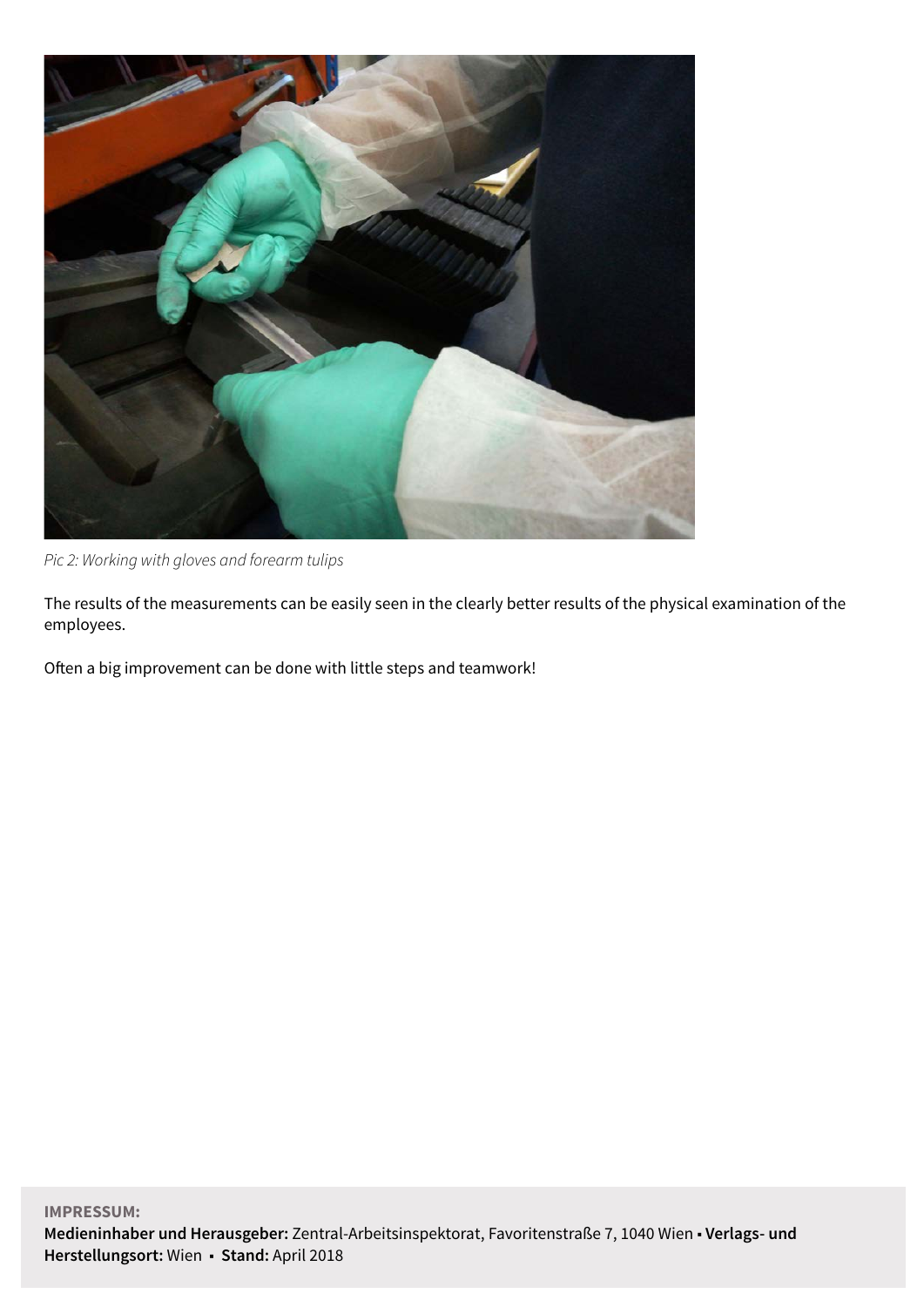*Pic 2: Working with gloves and forearm tulips*

The results of the measurements can be easily seen in the clearly better results of the physical examination of the employees.

Often a big improvement can be done with little steps and teamwork!

**IMPRESSUM:**
**Medieninhaber und Herausgeber:** Zentral-Arbeitsinspektorat, Favoritenstraße 7, 1040 Wien ▪ **Verlags- und Herstellungsort:** Wien ▪ **Stand:** April 2018